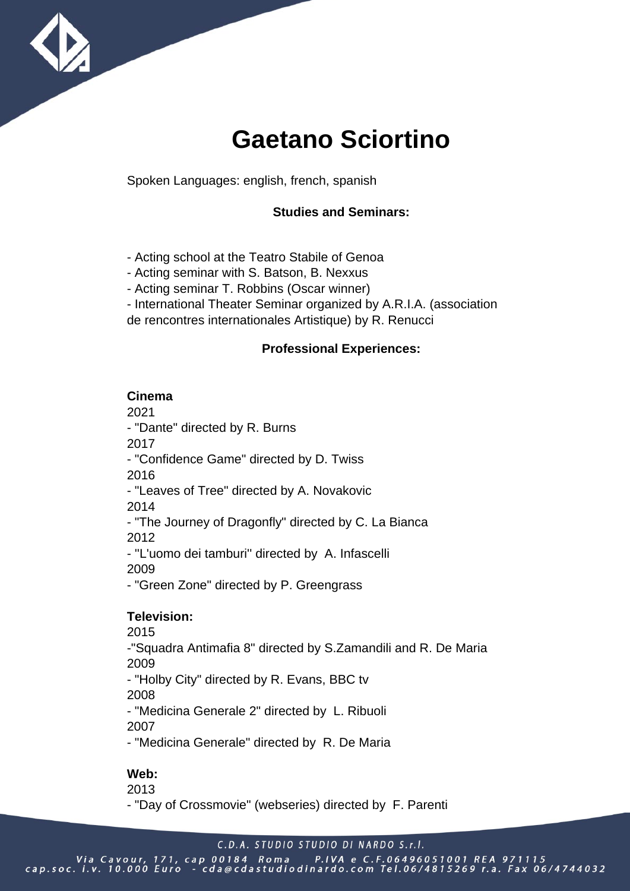# Gaetano Sciortino

Spoken Languages: english, french, spanish

## Studies and Seminars:

- Acting school at the Teatro Stabile of Genoa
- Acting seminar with S. Batson, B. Nexxus
- Acting seminar T. Robbins (Oscar winner)
- International Theater Seminar organized by A.R.I.A. (association de rencontres internationales Artistique) by R. Renucci

## Professional Experiences:

**Cinema**

2021
- "Dante" directed by R. Burns

2017
- "Confidence Game" directed by D. Twiss

2016
- "Leaves of Tree" directed by A. Novakovic

2014
- "The Journey of Dragonfly" directed by C. La Bianca

2012
- "L'uomo dei tamburi" directed by A. Infascelli

2009
- "Green Zone" directed by P. Greengrass

**Television:**

2015
- "Squadra Antimafia 8" directed by S.Zamandili and R. De Maria

2009
- "Holby City" directed by R. Evans, BBC tv

2008
- "Medicina Generale 2" directed by L. Ribuoli

2007
- "Medicina Generale" directed by R. De Maria

**Web:**

2013
- "Day of Crossmovie" (webseries) directed by F. Parenti

C.D.A. STUDIO STUDIO DI NARDO S.r.l.

Via Cavour, 171, cap 00184 Roma P.IVA e C.F.06496051001 REA 971115
cap.soc. i.v. 10.000 Euro - cda@cdastudiodinardo.com Tel.06/4815269 r.a. Fax 06/4744032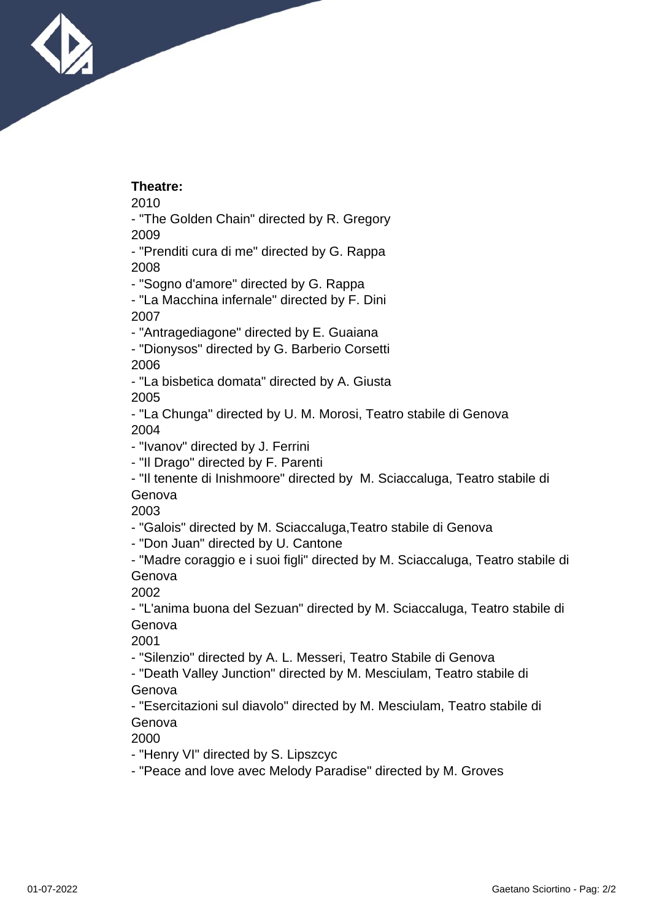**Theatre:**

2010

- "The Golden Chain" directed by R. Gregory

2009

- "Prenditi cura di me" directed by G. Rappa

2008

- "Sogno d'amore" directed by G. Rappa
- "La Macchina infernale" directed by F. Dini

2007

- "Antragediagone" directed by E. Guaiana
- "Dionysos" directed by G. Barberio Corsetti

2006

- "La bisbetica domata" directed by A. Giusta

2005

- "La Chunga" directed by U. M. Morosi, Teatro stabile di Genova

2004

- "Ivanov" directed by J. Ferrini
- "Il Drago" directed by F. Parenti
- "Il tenente di Inishmoore" directed by  M. Sciaccaluga, Teatro stabile di Genova

2003

- "Galois" directed by M. Sciaccaluga,Teatro stabile di Genova
- "Don Juan" directed by U. Cantone
- "Madre coraggio e i suoi figli" directed by M. Sciaccaluga, Teatro stabile di Genova

2002

- "L'anima buona del Sezuan" directed by M. Sciaccaluga, Teatro stabile di Genova

2001

- "Silenzio" directed by A. L. Messeri, Teatro Stabile di Genova
- "Death Valley Junction" directed by M. Mesciulam, Teatro stabile di Genova
- "Esercitazioni sul diavolo" directed by M. Mesciulam, Teatro stabile di Genova

2000

- "Henry VI" directed by S. Lipszcyc
- "Peace and love avec Melody Paradise" directed by M. Groves